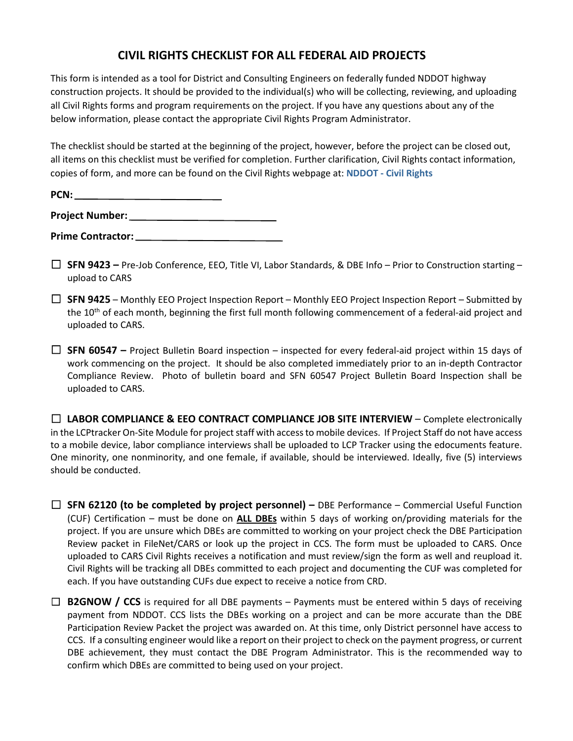# CIVIL RIGHTS CHECKLIST FOR ALL FEDERAL AID PROJECTS

This form is intended as a tool for District and Consulting Engineers on federally funded NDDOT highway construction projects. It should be provided to the individual(s) who will be collecting, reviewing, and uploading all Civil Rights forms and program requirements on the project. If you have any questions about any of the below information, please contact the appropriate Civil Rights Program Administrator.

The checklist should be started at the beginning of the project, however, before the project can be closed out, all items on this checklist must be verified for completion. Further clarification, Civil Rights contact information, copies of form, and more can be found on the Civil Rights webpage at: **NDDOT - Civil Rights**

**PCN:** ____________________________

**Project Number:** ____________________________

**Prime Contractor:** ____________________________

- ☐ **SFN 9423 –** Pre-Job Conference, EEO, Title VI, Labor Standards, & DBE Info – Prior to Construction starting – upload to CARS

- ☐ **SFN 9425** – Monthly EEO Project Inspection Report – Monthly EEO Project Inspection Report – Submitted by the 10th of each month, beginning the first full month following commencement of a federal-aid project and uploaded to CARS.

- ☐ **SFN 60547 –** Project Bulletin Board inspection – inspected for every federal-aid project within 15 days of work commencing on the project. It should be also completed immediately prior to an in-depth Contractor Compliance Review. Photo of bulletin board and SFN 60547 Project Bulletin Board Inspection shall be uploaded to CARS.

- ☐ **LABOR COMPLIANCE & EEO CONTRACT COMPLIANCE JOB SITE INTERVIEW** – Complete electronically in the LCPtracker On-Site Module for project staff with access to mobile devices. If Project Staff do not have access to a mobile device, labor compliance interviews shall be uploaded to LCP Tracker using the edocuments feature. One minority, one nonminority, and one female, if available, should be interviewed. Ideally, five (5) interviews should be conducted.

- ☐ **SFN 62120 (to be completed by project personnel) –** DBE Performance – Commercial Useful Function (CUF) Certification – must be done on **ALL DBEs** within 5 days of working on/providing materials for the project. If you are unsure which DBEs are committed to working on your project check the DBE Participation Review packet in FileNet/CARS or look up the project in CCS. The form must be uploaded to CARS. Once uploaded to CARS Civil Rights receives a notification and must review/sign the form as well and reupload it. Civil Rights will be tracking all DBEs committed to each project and documenting the CUF was completed for each. If you have outstanding CUFs due expect to receive a notice from CRD.

- ☐ **B2GNOW / CCS** is required for all DBE payments – Payments must be entered within 5 days of receiving payment from NDDOT. CCS lists the DBEs working on a project and can be more accurate than the DBE Participation Review Packet the project was awarded on. At this time, only District personnel have access to CCS. If a consulting engineer would like a report on their project to check on the payment progress, or current DBE achievement, they must contact the DBE Program Administrator. This is the recommended way to confirm which DBEs are committed to being used on your project.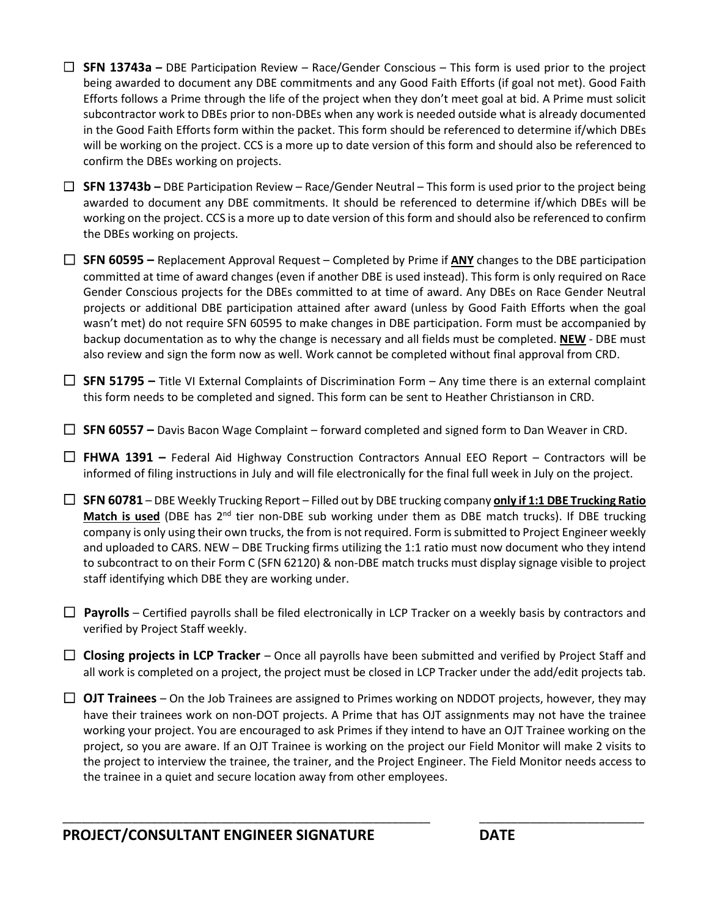- ☐ **SFN 13743a –** DBE Participation Review – Race/Gender Conscious – This form is used prior to the project being awarded to document any DBE commitments and any Good Faith Efforts (if goal not met). Good Faith Efforts follows a Prime through the life of the project when they don't meet goal at bid. A Prime must solicit subcontractor work to DBEs prior to non-DBEs when any work is needed outside what is already documented in the Good Faith Efforts form within the packet. This form should be referenced to determine if/which DBEs will be working on the project. CCS is a more up to date version of this form and should also be referenced to confirm the DBEs working on projects.

- ☐ **SFN 13743b –** DBE Participation Review – Race/Gender Neutral – This form is used prior to the project being awarded to document any DBE commitments. It should be referenced to determine if/which DBEs will be working on the project. CCS is a more up to date version of this form and should also be referenced to confirm the DBEs working on projects.

- ☐ **SFN 60595 –** Replacement Approval Request – Completed by Prime if **ANY** changes to the DBE participation committed at time of award changes (even if another DBE is used instead). This form is only required on Race Gender Conscious projects for the DBEs committed to at time of award. Any DBEs on Race Gender Neutral projects or additional DBE participation attained after award (unless by Good Faith Efforts when the goal wasn't met) do not require SFN 60595 to make changes in DBE participation. Form must be accompanied by backup documentation as to why the change is necessary and all fields must be completed. **NEW** - DBE must also review and sign the form now as well. Work cannot be completed without final approval from CRD.

- ☐ **SFN 51795 –** Title VI External Complaints of Discrimination Form – Any time there is an external complaint this form needs to be completed and signed. This form can be sent to Heather Christianson in CRD.

- ☐ **SFN 60557 –** Davis Bacon Wage Complaint – forward completed and signed form to Dan Weaver in CRD.

- ☐ **FHWA 1391 –** Federal Aid Highway Construction Contractors Annual EEO Report – Contractors will be informed of filing instructions in July and will file electronically for the final full week in July on the project.

- ☐ **SFN 60781** – DBE Weekly Trucking Report – Filled out by DBE trucking company **only if 1:1 DBE Trucking Ratio Match is used** (DBE has 2nd tier non-DBE sub working under them as DBE match trucks). If DBE trucking company is only using their own trucks, the from is not required. Form is submitted to Project Engineer weekly and uploaded to CARS. NEW – DBE Trucking firms utilizing the 1:1 ratio must now document who they intend to subcontract to on their Form C (SFN 62120) & non-DBE match trucks must display signage visible to project staff identifying which DBE they are working under.

- ☐ **Payrolls** – Certified payrolls shall be filed electronically in LCP Tracker on a weekly basis by contractors and verified by Project Staff weekly.

- ☐ **Closing projects in LCP Tracker** – Once all payrolls have been submitted and verified by Project Staff and all work is completed on a project, the project must be closed in LCP Tracker under the add/edit projects tab.

- ☐ **OJT Trainees** – On the Job Trainees are assigned to Primes working on NDDOT projects, however, they may have their trainees work on non-DOT projects. A Prime that has OJT assignments may not have the trainee working your project. You are encouraged to ask Primes if they intend to have an OJT Trainee working on the project, so you are aware. If an OJT Trainee is working on the project our Field Monitor will make 2 visits to the project to interview the trainee, the trainer, and the Project Engineer. The Field Monitor needs access to the trainee in a quiet and secure location away from other employees.

\_\_\_\_\_\_\_\_\_\_\_\_\_\_\_\_\_\_\_\_\_\_\_\_\_\_\_\_\_\_\_\_\_\_\_\_\_\_\_\_ &nbsp;&nbsp;&nbsp;&nbsp; \_\_\_\_\_\_\_\_\_\_\_\_\_\_\_\_\_\_\_\_\_\_\_\_

**PROJECT/CONSULTANT ENGINEER SIGNATURE** &nbsp;&nbsp;&nbsp;&nbsp; **DATE**